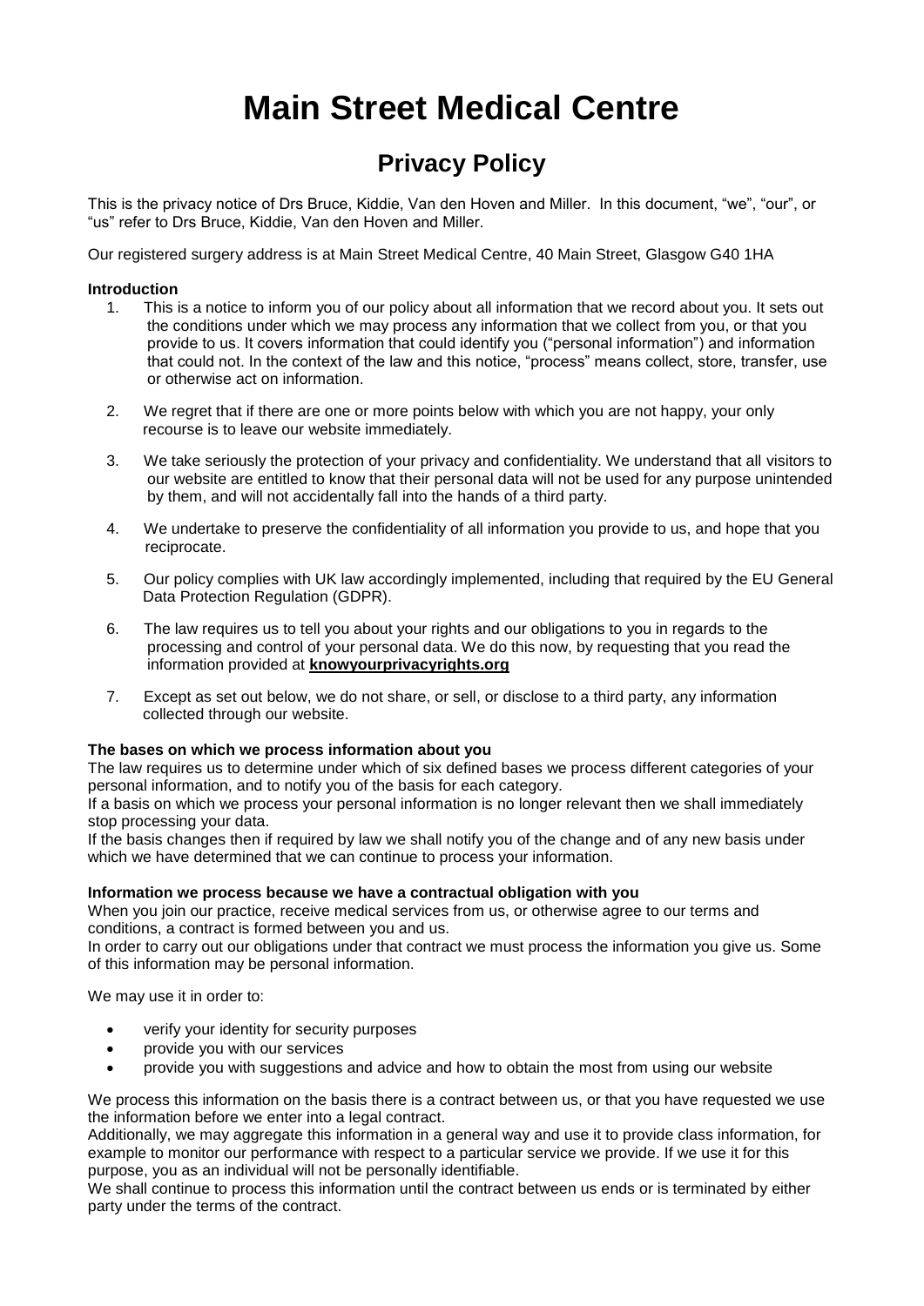# Main Street Medical Centre

## Privacy Policy

This is the privacy notice of Drs Bruce, Kiddie, Van den Hoven and Miller. In this document, "we", "our", or "us" refer to Drs Bruce, Kiddie, Van den Hoven and Miller.

Our registered surgery address is at Main Street Medical Centre, 40 Main Street, Glasgow G40 1HA

**Introduction**

1. This is a notice to inform you of our policy about all information that we record about you. It sets out the conditions under which we may process any information that we collect from you, or that you provide to us. It covers information that could identify you ("personal information") and information that could not. In the context of the law and this notice, "process" means collect, store, transfer, use or otherwise act on information.

2. We regret that if there are one or more points below with which you are not happy, your only recourse is to leave our website immediately.

3. We take seriously the protection of your privacy and confidentiality. We understand that all visitors to our website are entitled to know that their personal data will not be used for any purpose unintended by them, and will not accidentally fall into the hands of a third party.

4. We undertake to preserve the confidentiality of all information you provide to us, and hope that you reciprocate.

5. Our policy complies with UK law accordingly implemented, including that required by the EU General Data Protection Regulation (GDPR).

6. The law requires us to tell you about your rights and our obligations to you in regards to the processing and control of your personal data. We do this now, by requesting that you read the information provided at **knowyourprivacyrights.org**

7. Except as set out below, we do not share, or sell, or disclose to a third party, any information collected through our website.

**The bases on which we process information about you**

The law requires us to determine under which of six defined bases we process different categories of your personal information, and to notify you of the basis for each category.

If a basis on which we process your personal information is no longer relevant then we shall immediately stop processing your data.

If the basis changes then if required by law we shall notify you of the change and of any new basis under which we have determined that we can continue to process your information.

**Information we process because we have a contractual obligation with you**

When you join our practice, receive medical services from us, or otherwise agree to our terms and conditions, a contract is formed between you and us.

In order to carry out our obligations under that contract we must process the information you give us. Some of this information may be personal information.

We may use it in order to:

- verify your identity for security purposes
- provide you with our services
- provide you with suggestions and advice and how to obtain the most from using our website

We process this information on the basis there is a contract between us, or that you have requested we use the information before we enter into a legal contract.

Additionally, we may aggregate this information in a general way and use it to provide class information, for example to monitor our performance with respect to a particular service we provide. If we use it for this purpose, you as an individual will not be personally identifiable.

We shall continue to process this information until the contract between us ends or is terminated by either party under the terms of the contract.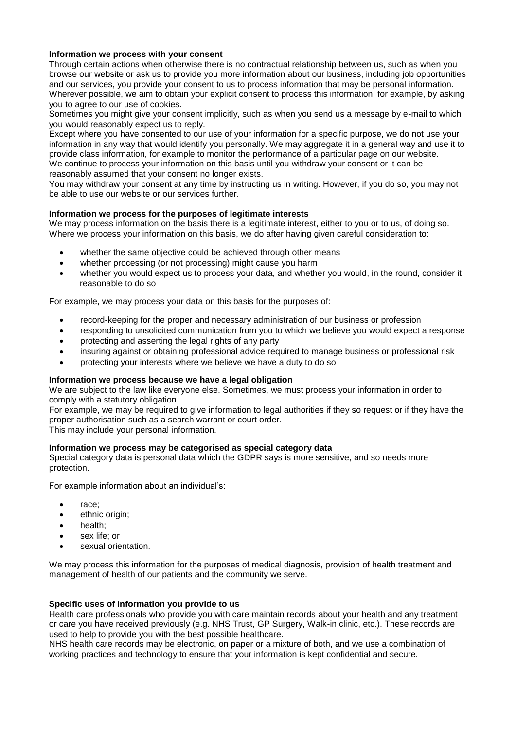**Information we process with your consent**

Through certain actions when otherwise there is no contractual relationship between us, such as when you browse our website or ask us to provide you more information about our business, including job opportunities and our services, you provide your consent to us to process information that may be personal information. Wherever possible, we aim to obtain your explicit consent to process this information, for example, by asking you to agree to our use of cookies.

Sometimes you might give your consent implicitly, such as when you send us a message by e-mail to which you would reasonably expect us to reply.

Except where you have consented to our use of your information for a specific purpose, we do not use your information in any way that would identify you personally. We may aggregate it in a general way and use it to provide class information, for example to monitor the performance of a particular page on our website.

We continue to process your information on this basis until you withdraw your consent or it can be reasonably assumed that your consent no longer exists.

You may withdraw your consent at any time by instructing us in writing. However, if you do so, you may not be able to use our website or our services further.

**Information we process for the purposes of legitimate interests**

We may process information on the basis there is a legitimate interest, either to you or to us, of doing so. Where we process your information on this basis, we do after having given careful consideration to:

- whether the same objective could be achieved through other means
- whether processing (or not processing) might cause you harm
- whether you would expect us to process your data, and whether you would, in the round, consider it reasonable to do so

For example, we may process your data on this basis for the purposes of:

- record-keeping for the proper and necessary administration of our business or profession
- responding to unsolicited communication from you to which we believe you would expect a response
- protecting and asserting the legal rights of any party
- insuring against or obtaining professional advice required to manage business or professional risk
- protecting your interests where we believe we have a duty to do so

**Information we process because we have a legal obligation**

We are subject to the law like everyone else. Sometimes, we must process your information in order to comply with a statutory obligation.

For example, we may be required to give information to legal authorities if they so request or if they have the proper authorisation such as a search warrant or court order.

This may include your personal information.

**Information we process may be categorised as special category data**

Special category data is personal data which the GDPR says is more sensitive, and so needs more protection.

For example information about an individual's:

- race;
- ethnic origin;
- health;
- sex life; or
- sexual orientation.

We may process this information for the purposes of medical diagnosis, provision of health treatment and management of health of our patients and the community we serve.

**Specific uses of information you provide to us**

Health care professionals who provide you with care maintain records about your health and any treatment or care you have received previously (e.g. NHS Trust, GP Surgery, Walk-in clinic, etc.). These records are used to help to provide you with the best possible healthcare.

NHS health care records may be electronic, on paper or a mixture of both, and we use a combination of working practices and technology to ensure that your information is kept confidential and secure.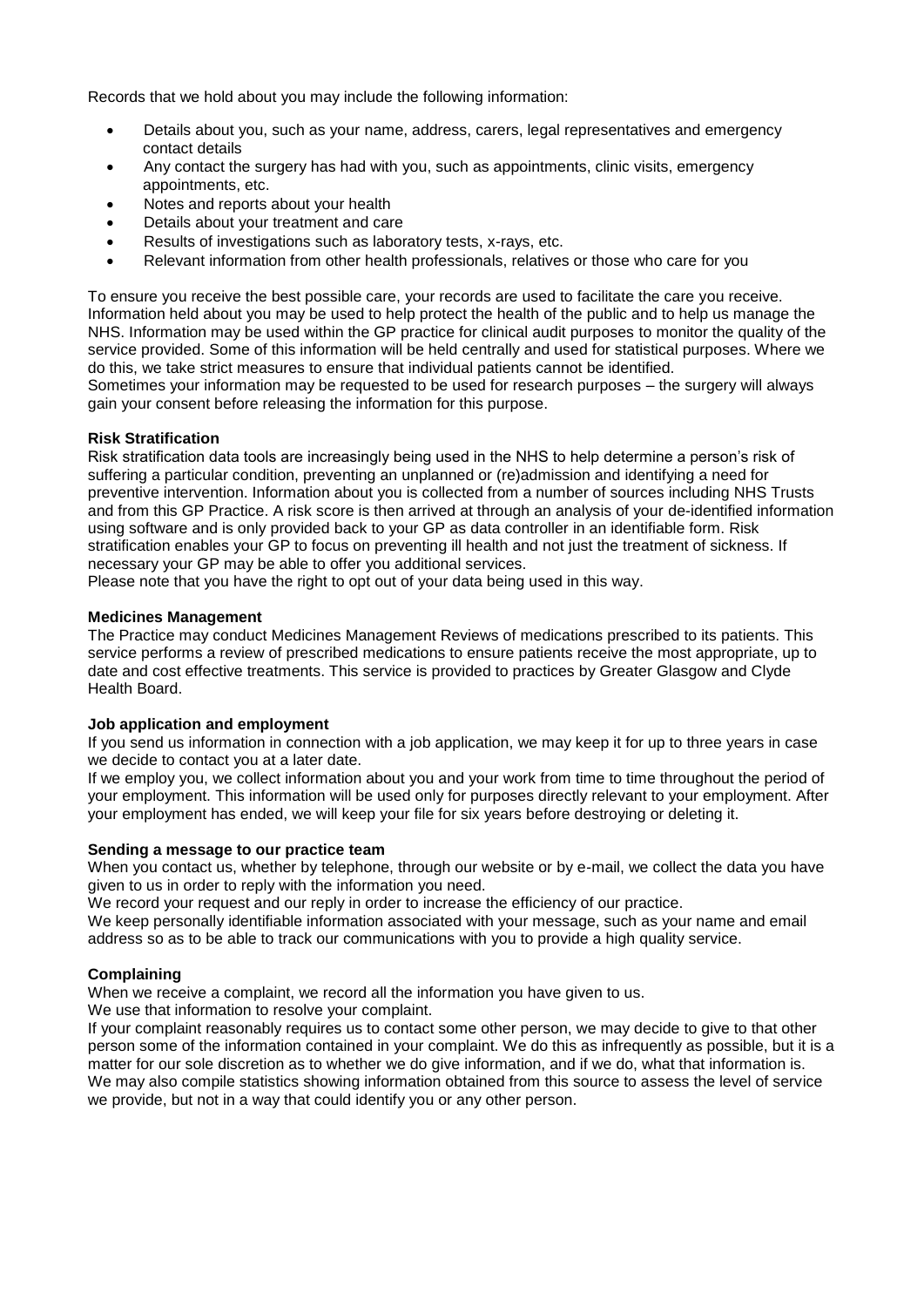Records that we hold about you may include the following information:

- Details about you, such as your name, address, carers, legal representatives and emergency contact details
- Any contact the surgery has had with you, such as appointments, clinic visits, emergency appointments, etc.
- Notes and reports about your health
- Details about your treatment and care
- Results of investigations such as laboratory tests, x-rays, etc.
- Relevant information from other health professionals, relatives or those who care for you

To ensure you receive the best possible care, your records are used to facilitate the care you receive. Information held about you may be used to help protect the health of the public and to help us manage the NHS. Information may be used within the GP practice for clinical audit purposes to monitor the quality of the service provided. Some of this information will be held centrally and used for statistical purposes. Where we do this, we take strict measures to ensure that individual patients cannot be identified.
Sometimes your information may be requested to be used for research purposes – the surgery will always gain your consent before releasing the information for this purpose.

**Risk Stratification**
Risk stratification data tools are increasingly being used in the NHS to help determine a person's risk of suffering a particular condition, preventing an unplanned or (re)admission and identifying a need for preventive intervention. Information about you is collected from a number of sources including NHS Trusts and from this GP Practice. A risk score is then arrived at through an analysis of your de-identified information using software and is only provided back to your GP as data controller in an identifiable form. Risk stratification enables your GP to focus on preventing ill health and not just the treatment of sickness. If necessary your GP may be able to offer you additional services.
Please note that you have the right to opt out of your data being used in this way.

**Medicines Management**
The Practice may conduct Medicines Management Reviews of medications prescribed to its patients. This service performs a review of prescribed medications to ensure patients receive the most appropriate, up to date and cost effective treatments. This service is provided to practices by Greater Glasgow and Clyde Health Board.

**Job application and employment**
If you send us information in connection with a job application, we may keep it for up to three years in case we decide to contact you at a later date.
If we employ you, we collect information about you and your work from time to time throughout the period of your employment. This information will be used only for purposes directly relevant to your employment. After your employment has ended, we will keep your file for six years before destroying or deleting it.

**Sending a message to our practice team**
When you contact us, whether by telephone, through our website or by e-mail, we collect the data you have given to us in order to reply with the information you need.
We record your request and our reply in order to increase the efficiency of our practice.
We keep personally identifiable information associated with your message, such as your name and email address so as to be able to track our communications with you to provide a high quality service.

**Complaining**
When we receive a complaint, we record all the information you have given to us.
We use that information to resolve your complaint.
If your complaint reasonably requires us to contact some other person, we may decide to give to that other person some of the information contained in your complaint. We do this as infrequently as possible, but it is a matter for our sole discretion as to whether we do give information, and if we do, what that information is.
We may also compile statistics showing information obtained from this source to assess the level of service we provide, but not in a way that could identify you or any other person.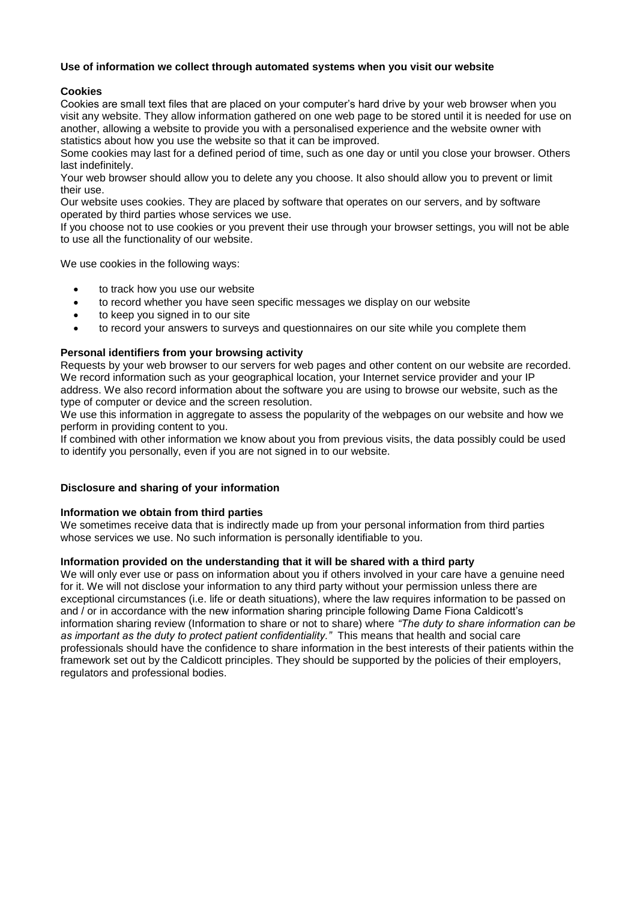**Use of information we collect through automated systems when you visit our website**

**Cookies**

Cookies are small text files that are placed on your computer's hard drive by your web browser when you visit any website. They allow information gathered on one web page to be stored until it is needed for use on another, allowing a website to provide you with a personalised experience and the website owner with statistics about how you use the website so that it can be improved.

Some cookies may last for a defined period of time, such as one day or until you close your browser. Others last indefinitely.

Your web browser should allow you to delete any you choose. It also should allow you to prevent or limit their use.

Our website uses cookies. They are placed by software that operates on our servers, and by software operated by third parties whose services we use.

If you choose not to use cookies or you prevent their use through your browser settings, you will not be able to use all the functionality of our website.

We use cookies in the following ways:

- to track how you use our website
- to record whether you have seen specific messages we display on our website
- to keep you signed in to our site
- to record your answers to surveys and questionnaires on our site while you complete them

**Personal identifiers from your browsing activity**

Requests by your web browser to our servers for web pages and other content on our website are recorded. We record information such as your geographical location, your Internet service provider and your IP address. We also record information about the software you are using to browse our website, such as the type of computer or device and the screen resolution.

We use this information in aggregate to assess the popularity of the webpages on our website and how we perform in providing content to you.

If combined with other information we know about you from previous visits, the data possibly could be used to identify you personally, even if you are not signed in to our website.

**Disclosure and sharing of your information**

**Information we obtain from third parties**

We sometimes receive data that is indirectly made up from your personal information from third parties whose services we use. No such information is personally identifiable to you.

**Information provided on the understanding that it will be shared with a third party**

We will only ever use or pass on information about you if others involved in your care have a genuine need for it. We will not disclose your information to any third party without your permission unless there are exceptional circumstances (i.e. life or death situations), where the law requires information to be passed on and / or in accordance with the new information sharing principle following Dame Fiona Caldicott's information sharing review (Information to share or not to share) where *"The duty to share information can be as important as the duty to protect patient confidentiality."* This means that health and social care professionals should have the confidence to share information in the best interests of their patients within the framework set out by the Caldicott principles. They should be supported by the policies of their employers, regulators and professional bodies.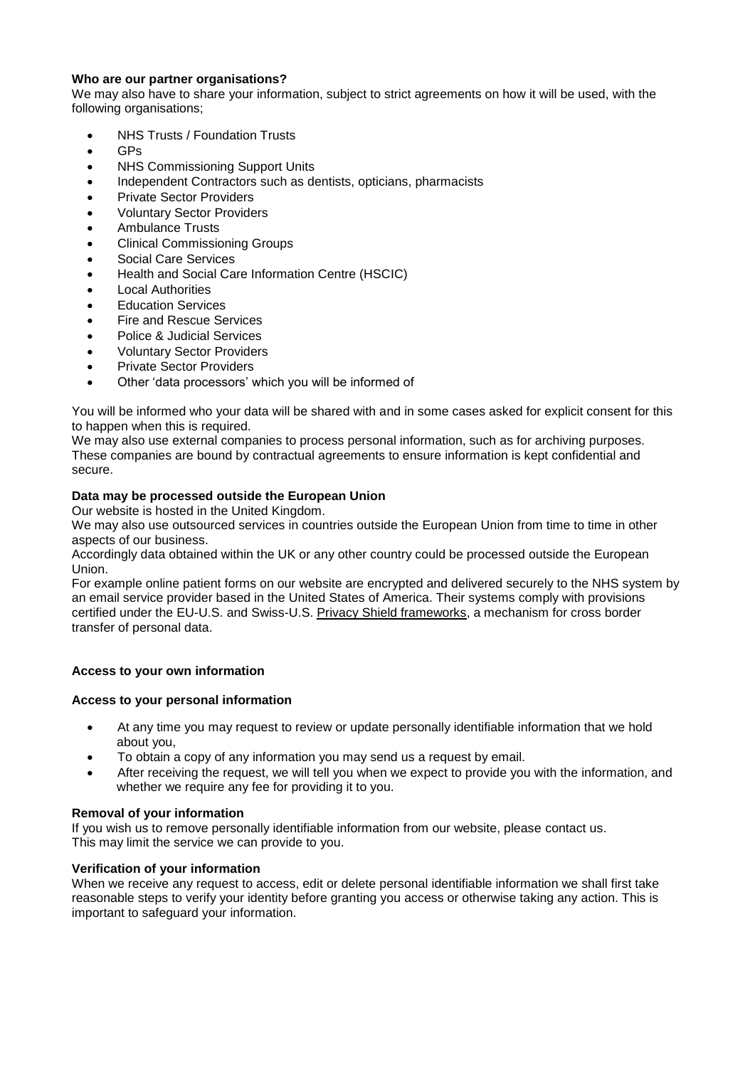**Who are our partner organisations?**

We may also have to share your information, subject to strict agreements on how it will be used, with the following organisations;

- NHS Trusts / Foundation Trusts
- GPs
- NHS Commissioning Support Units
- Independent Contractors such as dentists, opticians, pharmacists
- Private Sector Providers
- Voluntary Sector Providers
- Ambulance Trusts
- Clinical Commissioning Groups
- Social Care Services
- Health and Social Care Information Centre (HSCIC)
- Local Authorities
- Education Services
- Fire and Rescue Services
- Police & Judicial Services
- Voluntary Sector Providers
- Private Sector Providers
- Other 'data processors' which you will be informed of

You will be informed who your data will be shared with and in some cases asked for explicit consent for this to happen when this is required.

We may also use external companies to process personal information, such as for archiving purposes. These companies are bound by contractual agreements to ensure information is kept confidential and secure.

**Data may be processed outside the European Union**

Our website is hosted in the United Kingdom.

We may also use outsourced services in countries outside the European Union from time to time in other aspects of our business.

Accordingly data obtained within the UK or any other country could be processed outside the European Union.

For example online patient forms on our website are encrypted and delivered securely to the NHS system by an email service provider based in the United States of America. Their systems comply with provisions certified under the EU-U.S. and Swiss-U.S. Privacy Shield frameworks, a mechanism for cross border transfer of personal data.

**Access to your own information**

**Access to your personal information**

- At any time you may request to review or update personally identifiable information that we hold about you,
- To obtain a copy of any information you may send us a request by email.
- After receiving the request, we will tell you when we expect to provide you with the information, and whether we require any fee for providing it to you.

**Removal of your information**

If you wish us to remove personally identifiable information from our website, please contact us.
This may limit the service we can provide to you.

**Verification of your information**

When we receive any request to access, edit or delete personal identifiable information we shall first take reasonable steps to verify your identity before granting you access or otherwise taking any action. This is important to safeguard your information.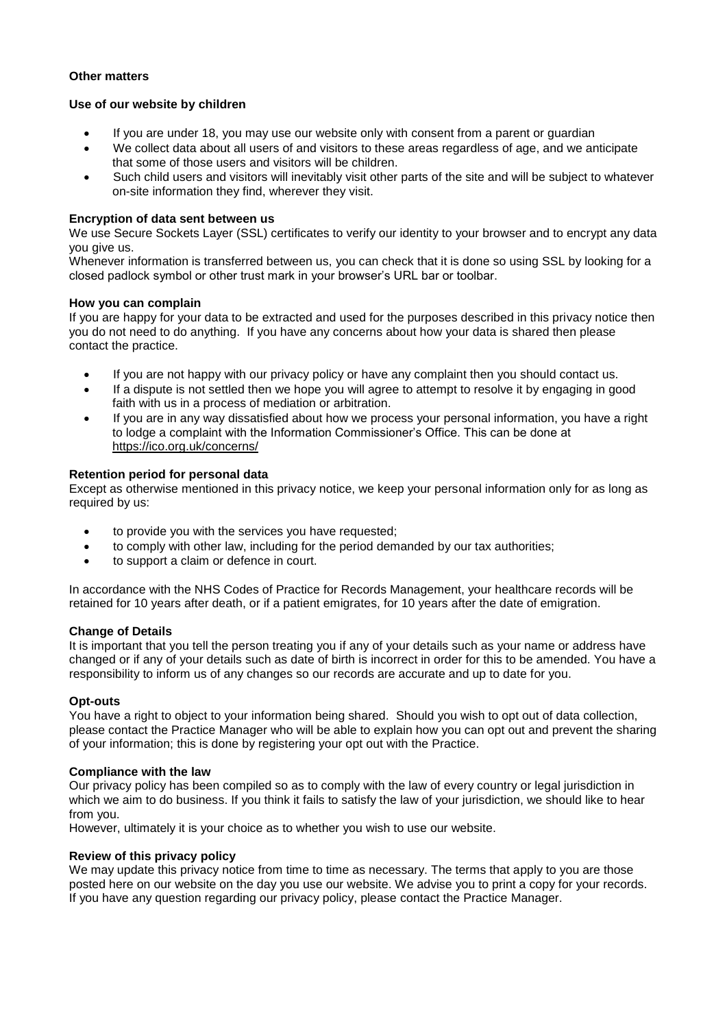**Other matters**

**Use of our website by children**

- If you are under 18, you may use our website only with consent from a parent or guardian
- We collect data about all users of and visitors to these areas regardless of age, and we anticipate that some of those users and visitors will be children.
- Such child users and visitors will inevitably visit other parts of the site and will be subject to whatever on-site information they find, wherever they visit.

**Encryption of data sent between us**

We use Secure Sockets Layer (SSL) certificates to verify our identity to your browser and to encrypt any data you give us.

Whenever information is transferred between us, you can check that it is done so using SSL by looking for a closed padlock symbol or other trust mark in your browser's URL bar or toolbar.

**How you can complain**

If you are happy for your data to be extracted and used for the purposes described in this privacy notice then you do not need to do anything. If you have any concerns about how your data is shared then please contact the practice.

- If you are not happy with our privacy policy or have any complaint then you should contact us.
- If a dispute is not settled then we hope you will agree to attempt to resolve it by engaging in good faith with us in a process of mediation or arbitration.
- If you are in any way dissatisfied about how we process your personal information, you have a right to lodge a complaint with the Information Commissioner's Office. This can be done at https://ico.org.uk/concerns/

**Retention period for personal data**

Except as otherwise mentioned in this privacy notice, we keep your personal information only for as long as required by us:

- to provide you with the services you have requested;
- to comply with other law, including for the period demanded by our tax authorities;
- to support a claim or defence in court.

In accordance with the NHS Codes of Practice for Records Management, your healthcare records will be retained for 10 years after death, or if a patient emigrates, for 10 years after the date of emigration.

**Change of Details**

It is important that you tell the person treating you if any of your details such as your name or address have changed or if any of your details such as date of birth is incorrect in order for this to be amended. You have a responsibility to inform us of any changes so our records are accurate and up to date for you.

**Opt-outs**

You have a right to object to your information being shared. Should you wish to opt out of data collection, please contact the Practice Manager who will be able to explain how you can opt out and prevent the sharing of your information; this is done by registering your opt out with the Practice.

**Compliance with the law**

Our privacy policy has been compiled so as to comply with the law of every country or legal jurisdiction in which we aim to do business. If you think it fails to satisfy the law of your jurisdiction, we should like to hear from you.

However, ultimately it is your choice as to whether you wish to use our website.

**Review of this privacy policy**

We may update this privacy notice from time to time as necessary. The terms that apply to you are those posted here on our website on the day you use our website. We advise you to print a copy for your records. If you have any question regarding our privacy policy, please contact the Practice Manager.